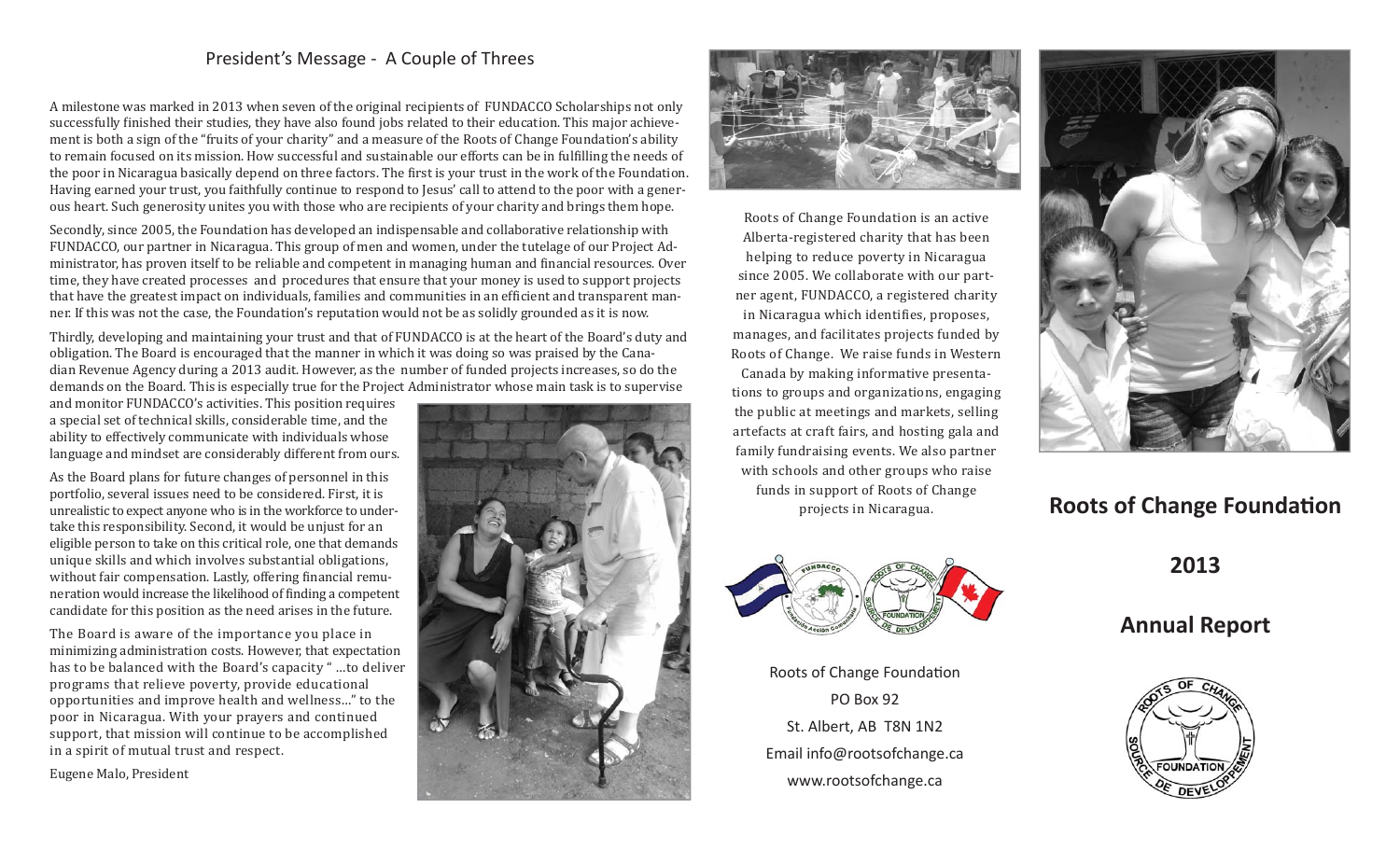## President's Message - A Couple of Threes

A milestone was marked in 2013 when seven of the original recipients of FUNDACCO Scholarships not only successfully finished their studies, they have also found jobs related to their education. This major achievement is both a sign of the "fruits of your charity" and a measure of the Roots of Change Foundation's ability to remain focused on its mission. How successful and sustainable our efforts can be in fulfilling the needs of the poor in Nicaragua basically depend on three factors. The first is your trust in the work of the Foundation. Having earned your trust, you faithfully continue to respond to Jesus' call to attend to the poor with a generous heart. Such generosity unites you with those who are recipients of your charity and brings them hope.

Secondly, since 2005, the Foundation has developed an indispensable and collaborative relationship with FUNDACCO, our partner in Nicaragua. This group of men and women, under the tutelage of our Project Administrator, has proven itself to be reliable and competent in managing human and financial resources. Over time, they have created processes and procedures that ensure that your money is used to support projects that have the greatest impact on individuals, families and communities in an efficient and transparent manner. If this was not the case, the Foundation's reputation would not be as solidly grounded as it is now.

Thirdly, developing and maintaining your trust and that of FUNDACCO is at the heart of the Board's duty and obligation. The Board is encouraged that the manner in which it was doing so was praised by the Canadian Revenue Agency during a 2013 audit. However, as the number of funded projects increases, so do the demands on the Board. This is especially true for the Project Administrator whose main task is to supervise and monitor FUNDACCO's activities. This position requires a special set of technical skills, considerable time, and the ability to effectively communicate with individuals whose language and mindset are considerably different from ours.

As the Board plans for future changes of personnel in this portfolio, several issues need to be considered. First, it is unrealistic to expect anyone who is in the workforce to undertake this responsibility. Second, it would be unjust for an eligible person to take on this critical role, one that demands unique skills and which involves substantial obligations, without fair compensation. Lastly, offering financial remuneration would increase the likelihood of finding a competent candidate for this position as the need arises in the future.

The Board is aware of the importance you place in minimizing administration costs. However, that expectation has to be balanced with the Board's capacity " ...to deliver programs that relieve poverty, provide educational opportunities and improve health and wellness..." to the poor in Nicaragua. With your prayers and continued support, that mission will continue to be accomplished in a spirit of mutual trust and respect.

Eugene Malo, President

Roots of Change Foundation is an active Alberta-registered charity that has been helping to reduce poverty in Nicaragua since 2005. We collaborate with our partner agent, FUNDACCO, a registered charity in Nicaragua which identifies, proposes, manages, and facilitates projects funded by Roots of Change. We raise funds in Western Canada by making informative presentations to groups and organizations, engaging the public at meetings and markets, selling artefacts at craft fairs, and hosting gala and family fundraising events. We also partner with schools and other groups who raise funds in support of Roots of Change projects in Nicaragua.

Roots of Change Foundation
PO Box 92
St. Albert, AB T8N 1N2
Email info@rootsofchange.ca
www.rootsofchange.ca

# Roots of Change Foundation

# 2013

# Annual Report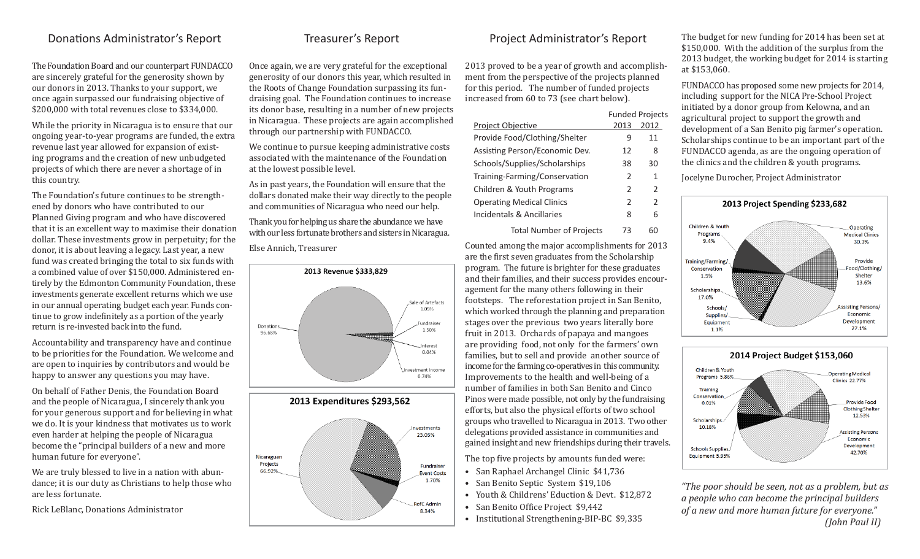## Donations Administrator's Report

The Foundation Board and our counterpart FUNDACCO are sincerely grateful for the generosity shown by our donors in 2013. Thanks to your support, we once again surpassed our fundraising objective of $200,000 with total revenues close to $334,000.

While the priority in Nicaragua is to ensure that our ongoing year-to-year programs are funded, the extra revenue last year allowed for expansion of existing programs and the creation of new unbudgeted projects of which there are never a shortage of in this country.

The Foundation's future continues to be strengthened by donors who have contributed to our Planned Giving program and who have discovered that it is an excellent way to maximise their donation dollar. These investments grow in perpetuity; for the donor, it is about leaving a legacy. Last year, a new fund was created bringing the total to six funds with a combined value of over $150,000. Administered entirely by the Edmonton Community Foundation, these investments generate excellent returns which we use in our annual operating budget each year. Funds continue to grow indefinitely as a portion of the yearly return is re-invested back into the fund.

Accountability and transparency have and continue to be priorities for the Foundation. We welcome and are open to inquiries by contributors and would be happy to answer any questions you may have.

On behalf of Father Denis, the Foundation Board and the people of Nicaragua, I sincerely thank you for your generous support and for believing in what we do. It is your kindness that motivates us to work even harder at helping the people of Nicaragua become the "principal builders of a new and more human future for everyone".

We are truly blessed to live in a nation with abundance; it is our duty as Christians to help those who are less fortunate.

Rick LeBlanc, Donations Administrator

## Treasurer's Report

Once again, we are very grateful for the exceptional generosity of our donors this year, which resulted in the Roots of Change Foundation surpassing its fundraising goal. The Foundation continues to increase its donor base, resulting in a number of new projects in Nicaragua. These projects are again accomplished through our partnership with FUNDACCO.

We continue to pursue keeping administrative costs associated with the maintenance of the Foundation at the lowest possible level.

As in past years, the Foundation will ensure that the dollars donated make their way directly to the people and communities of Nicaragua who need our help.

Thank you for helping us share the abundance we have with our less fortunate brothers and sisters in Nicaragua.

Else Annich, Treasurer

**2013 Revenue $333,829**

Sale of Artefacts 1.05%
Fundraiser 1.50%
Interest 0.04%
Investment Income 0.74%
Donations 96.68%

**2013 Expenditures $293,562**

Investments 23.05%
Fundraiser Event Costs 1.70%
RofC Admin 8.34%
Nicaraguan Projects 66.92%

## Project Administrator's Report

2013 proved to be a year of growth and accomplishment from the perspective of the projects planned for this period. The number of funded projects increased from 60 to 73 (see chart below).

| Project Objective | Funded Projects 2013 | 2012 |
|---|---|---|
| Provide Food/Clothing/Shelter | 9 | 11 |
| Assisting Person/Economic Dev. | 12 | 8 |
| Schools/Supplies/Scholarships | 38 | 30 |
| Training-Farming/Conservation | 2 | 1 |
| Children & Youth Programs | 2 | 2 |
| Operating Medical Clinics | 2 | 2 |
| Incidentals & Ancillaries | 8 | 6 |
| Total Number of Projects | 73 | 60 |

Counted among the major accomplishments for 2013 are the first seven graduates from the Scholarship program. The future is brighter for these graduates and their families, and their success provides encouragement for the many others following in their footsteps. The reforestation project in San Benito, which worked through the planning and preparation stages over the previous two years literally bore fruit in 2013. Orchards of papaya and mangoes are providing food, not only for the farmers' own families, but to sell and provide another source of income for the farming co-operatives in this community. Improvements to the health and well-being of a number of families in both San Benito and Cinco Pinos were made possible, not only by the fundraising efforts, but also the physical efforts of two school groups who travelled to Nicaragua in 2013. Two other delegations provided assistance in communities and gained insight and new friendships during their travels.

The top five projects by amounts funded were:

- San Raphael Archangel Clinic $41,736
- San Benito Septic System $19,106
- Youth & Childrens' Eduction & Devt. $12,872
- San Benito Office Project $9,442
- Institutional Strengthening-BIP-BC $9,335

The budget for new funding for 2014 has been set at $150,000. With the addition of the surplus from the 2013 budget, the working budget for 2014 is starting at $153,060.

FUNDACCO has proposed some new projects for 2014, including support for the NICA Pre-School Project initiated by a donor group from Kelowna, and an agricultural project to support the growth and development of a San Benito pig farmer's operation. Scholarships continue to be an important part of the FUNDACCO agenda, as are the ongoing operation of the clinics and the children & youth programs.

Jocelyne Durocher, Project Administrator

**2013 Project Spending $233,682**

Children & Youth Programs 9.4%
Operating Medical Clinics 30.3%
Training/Farming/Conservation 1.5%
Provide Food/Clothing/Shelter 13.6%
Scholarships 17.0%
Schools/Supplies/Equipment 1.1%
Assisting Persons/Economic Development 27.1%

**2014 Project Budget $153,060**

Children & Youth Programs 5.86%
Operating Medical Clinics 22.77%
Training Conservation 0.01%
Provide Food Clothing Shelter 12.53%
Scholarships 10.18%
Assisting Persons Economic Development 42.70%
Schools Supplies Equipment 5.95%

*"The poor should be seen, not as a problem, but as a people who can become the principal builders of a new and more human future for everyone."*
*(John Paul II)*